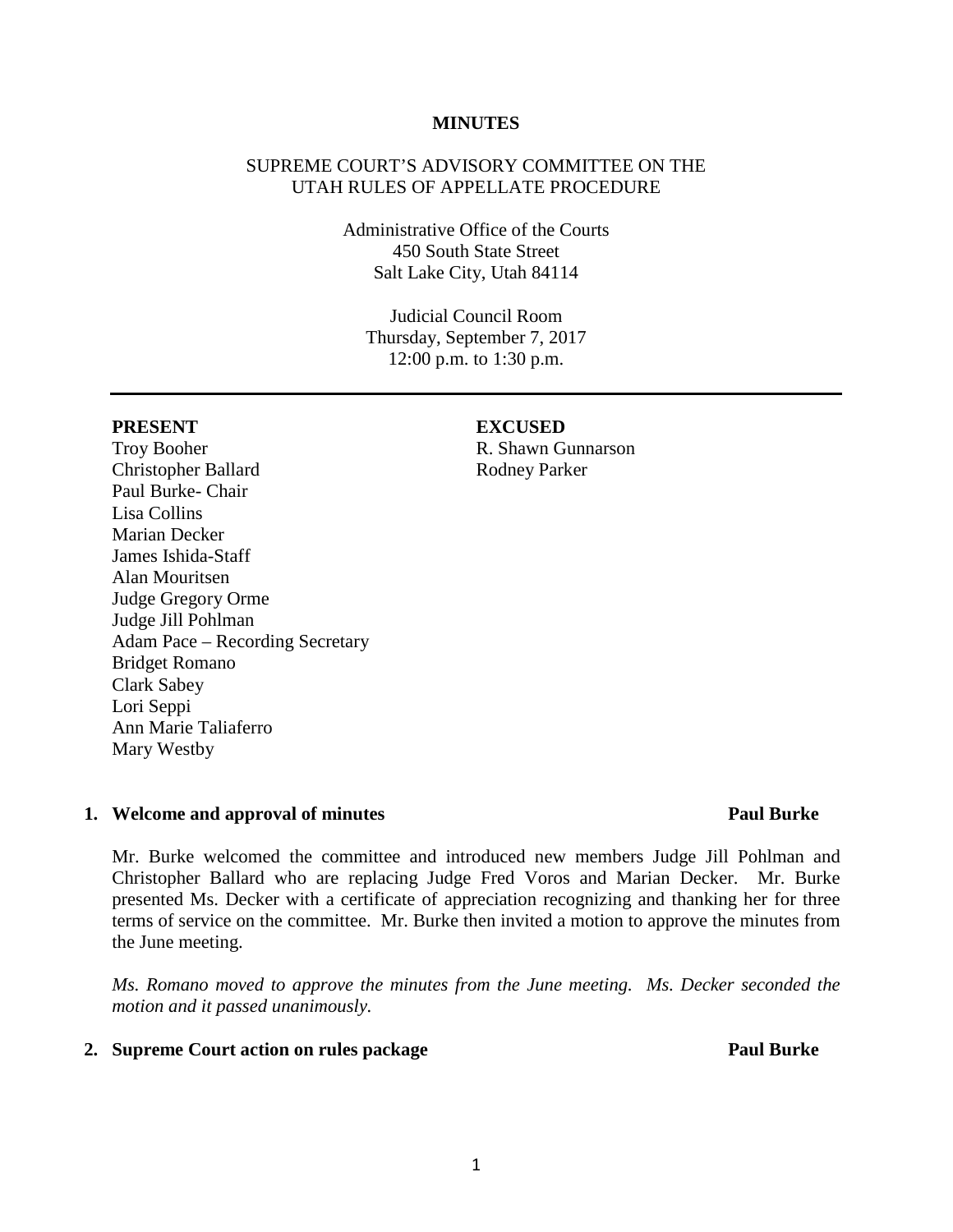**MINUTES**

SUPREME COURT'S ADVISORY COMMITTEE ON THE UTAH RULES OF APPELLATE PROCEDURE

Administrative Office of the Courts
450 South State Street
Salt Lake City, Utah 84114

Judicial Council Room
Thursday, September 7, 2017
12:00 p.m. to 1:30 p.m.

---

| **PRESENT** | **EXCUSED** |
|---|---|
| Troy Booher | R. Shawn Gunnarson |
| Christopher Ballard | Rodney Parker |
| Paul Burke- Chair | |
| Lisa Collins | |
| Marian Decker | |
| James Ishida-Staff | |
| Alan Mouritsen | |
| Judge Gregory Orme | |
| Judge Jill Pohlman | |
| Adam Pace – Recording Secretary | |
| Bridget Romano | |
| Clark Sabey | |
| Lori Seppi | |
| Ann Marie Taliaferro | |
| Mary Westby | |

**1. Welcome and approval of minutes** **Paul Burke**

Mr. Burke welcomed the committee and introduced new members Judge Jill Pohlman and Christopher Ballard who are replacing Judge Fred Voros and Marian Decker. Mr. Burke presented Ms. Decker with a certificate of appreciation recognizing and thanking her for three terms of service on the committee. Mr. Burke then invited a motion to approve the minutes from the June meeting.

*Ms. Romano moved to approve the minutes from the June meeting. Ms. Decker seconded the motion and it passed unanimously.*

**2. Supreme Court action on rules package** **Paul Burke**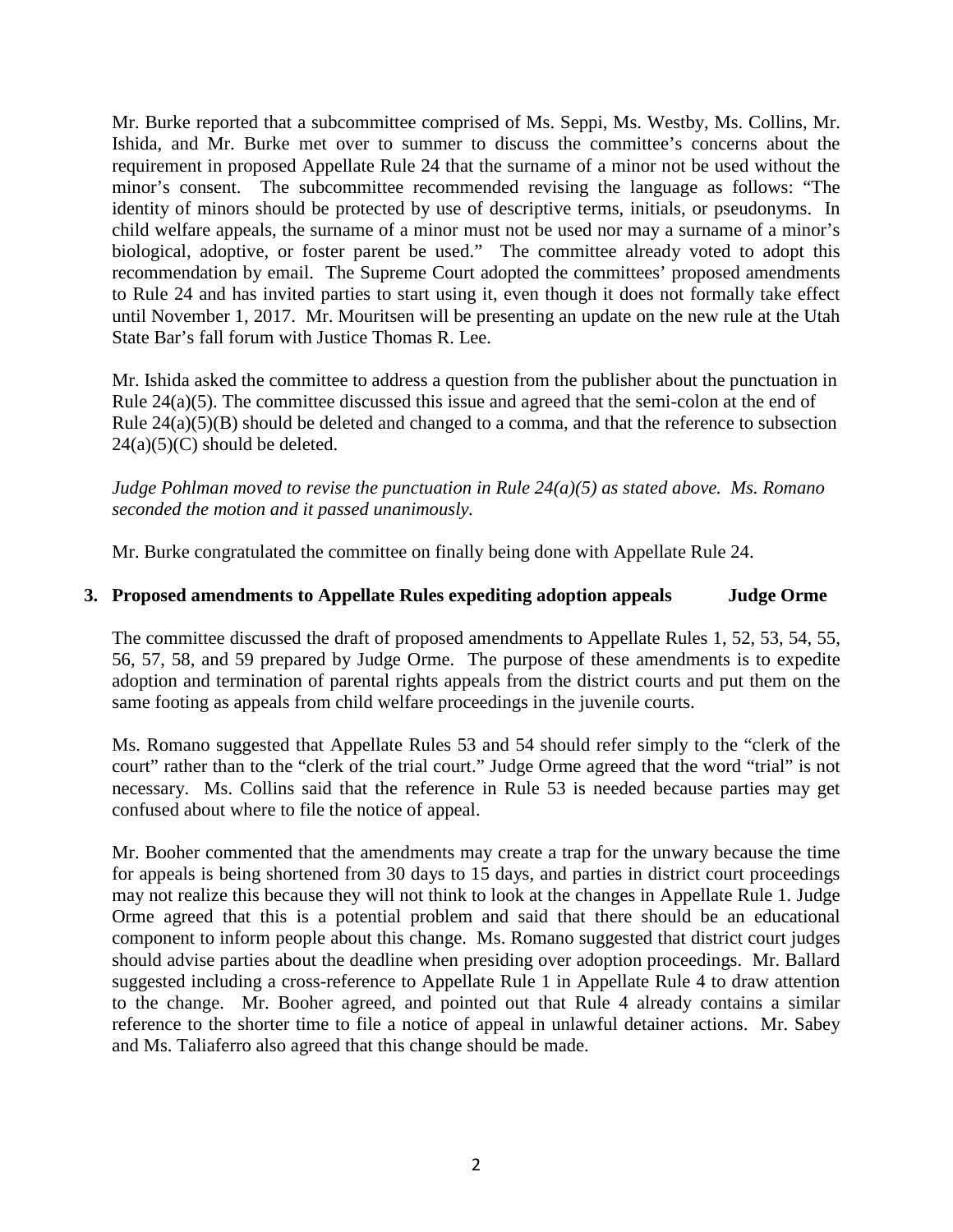Mr. Burke reported that a subcommittee comprised of Ms. Seppi, Ms. Westby, Ms. Collins, Mr. Ishida, and Mr. Burke met over to summer to discuss the committee's concerns about the requirement in proposed Appellate Rule 24 that the surname of a minor not be used without the minor's consent. The subcommittee recommended revising the language as follows: "The identity of minors should be protected by use of descriptive terms, initials, or pseudonyms. In child welfare appeals, the surname of a minor must not be used nor may a surname of a minor's biological, adoptive, or foster parent be used." The committee already voted to adopt this recommendation by email. The Supreme Court adopted the committees' proposed amendments to Rule 24 and has invited parties to start using it, even though it does not formally take effect until November 1, 2017. Mr. Mouritsen will be presenting an update on the new rule at the Utah State Bar's fall forum with Justice Thomas R. Lee.

Mr. Ishida asked the committee to address a question from the publisher about the punctuation in Rule 24(a)(5). The committee discussed this issue and agreed that the semi-colon at the end of Rule 24(a)(5)(B) should be deleted and changed to a comma, and that the reference to subsection 24(a)(5)(C) should be deleted.

*Judge Pohlman moved to revise the punctuation in Rule 24(a)(5) as stated above. Ms. Romano seconded the motion and it passed unanimously.*

Mr. Burke congratulated the committee on finally being done with Appellate Rule 24.

**3. Proposed amendments to Appellate Rules expediting adoption appeals Judge Orme**

The committee discussed the draft of proposed amendments to Appellate Rules 1, 52, 53, 54, 55, 56, 57, 58, and 59 prepared by Judge Orme. The purpose of these amendments is to expedite adoption and termination of parental rights appeals from the district courts and put them on the same footing as appeals from child welfare proceedings in the juvenile courts.

Ms. Romano suggested that Appellate Rules 53 and 54 should refer simply to the "clerk of the court" rather than to the "clerk of the trial court." Judge Orme agreed that the word "trial" is not necessary. Ms. Collins said that the reference in Rule 53 is needed because parties may get confused about where to file the notice of appeal.

Mr. Booher commented that the amendments may create a trap for the unwary because the time for appeals is being shortened from 30 days to 15 days, and parties in district court proceedings may not realize this because they will not think to look at the changes in Appellate Rule 1. Judge Orme agreed that this is a potential problem and said that there should be an educational component to inform people about this change. Ms. Romano suggested that district court judges should advise parties about the deadline when presiding over adoption proceedings. Mr. Ballard suggested including a cross-reference to Appellate Rule 1 in Appellate Rule 4 to draw attention to the change. Mr. Booher agreed, and pointed out that Rule 4 already contains a similar reference to the shorter time to file a notice of appeal in unlawful detainer actions. Mr. Sabey and Ms. Taliaferro also agreed that this change should be made.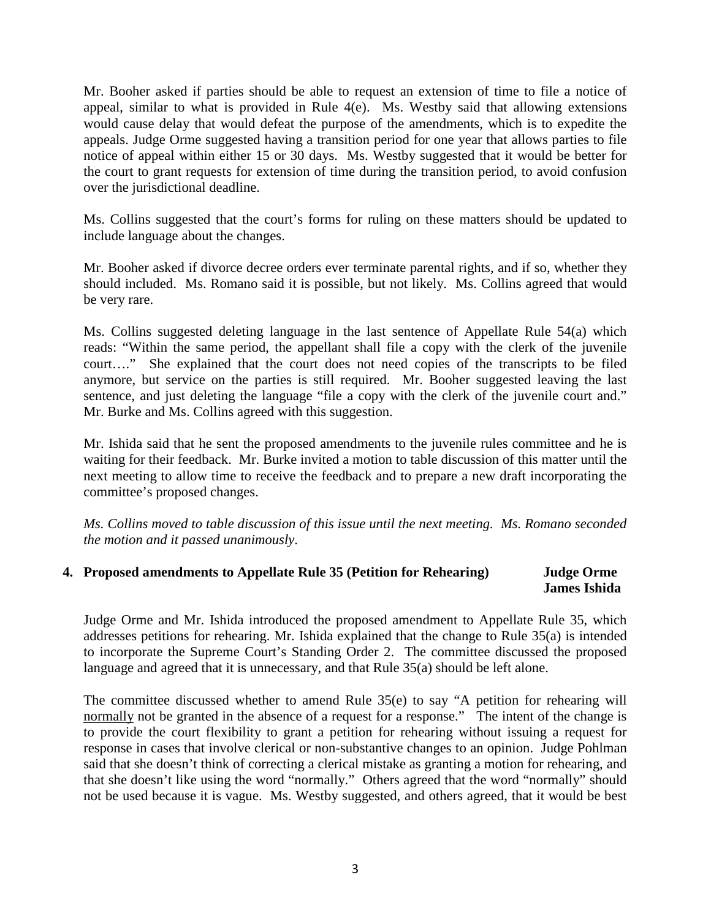Mr. Booher asked if parties should be able to request an extension of time to file a notice of appeal, similar to what is provided in Rule 4(e). Ms. Westby said that allowing extensions would cause delay that would defeat the purpose of the amendments, which is to expedite the appeals. Judge Orme suggested having a transition period for one year that allows parties to file notice of appeal within either 15 or 30 days. Ms. Westby suggested that it would be better for the court to grant requests for extension of time during the transition period, to avoid confusion over the jurisdictional deadline.

Ms. Collins suggested that the court's forms for ruling on these matters should be updated to include language about the changes.

Mr. Booher asked if divorce decree orders ever terminate parental rights, and if so, whether they should included. Ms. Romano said it is possible, but not likely. Ms. Collins agreed that would be very rare.

Ms. Collins suggested deleting language in the last sentence of Appellate Rule 54(a) which reads: "Within the same period, the appellant shall file a copy with the clerk of the juvenile court…." She explained that the court does not need copies of the transcripts to be filed anymore, but service on the parties is still required. Mr. Booher suggested leaving the last sentence, and just deleting the language "file a copy with the clerk of the juvenile court and." Mr. Burke and Ms. Collins agreed with this suggestion.

Mr. Ishida said that he sent the proposed amendments to the juvenile rules committee and he is waiting for their feedback. Mr. Burke invited a motion to table discussion of this matter until the next meeting to allow time to receive the feedback and to prepare a new draft incorporating the committee's proposed changes.

*Ms. Collins moved to table discussion of this issue until the next meeting. Ms. Romano seconded the motion and it passed unanimously*.

### 4. Proposed amendments to Appellate Rule 35 (Petition for Rehearing) — Judge Orme, James Ishida

Judge Orme and Mr. Ishida introduced the proposed amendment to Appellate Rule 35, which addresses petitions for rehearing. Mr. Ishida explained that the change to Rule 35(a) is intended to incorporate the Supreme Court's Standing Order 2. The committee discussed the proposed language and agreed that it is unnecessary, and that Rule 35(a) should be left alone.

The committee discussed whether to amend Rule 35(e) to say "A petition for rehearing will <u>normally</u> not be granted in the absence of a request for a response." The intent of the change is to provide the court flexibility to grant a petition for rehearing without issuing a request for response in cases that involve clerical or non-substantive changes to an opinion. Judge Pohlman said that she doesn't think of correcting a clerical mistake as granting a motion for rehearing, and that she doesn't like using the word "normally." Others agreed that the word "normally" should not be used because it is vague. Ms. Westby suggested, and others agreed, that it would be best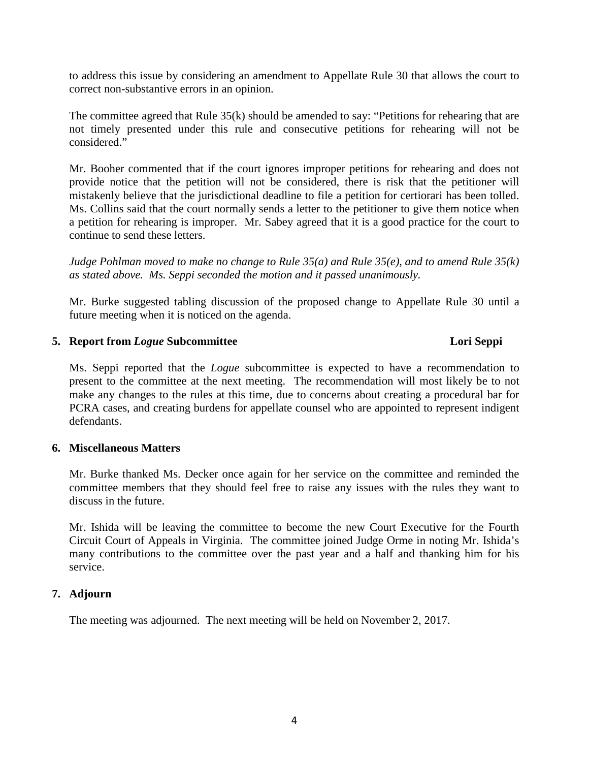to address this issue by considering an amendment to Appellate Rule 30 that allows the court to correct non-substantive errors in an opinion.

The committee agreed that Rule 35(k) should be amended to say: "Petitions for rehearing that are not timely presented under this rule and consecutive petitions for rehearing will not be considered."

Mr. Booher commented that if the court ignores improper petitions for rehearing and does not provide notice that the petition will not be considered, there is risk that the petitioner will mistakenly believe that the jurisdictional deadline to file a petition for certiorari has been tolled. Ms. Collins said that the court normally sends a letter to the petitioner to give them notice when a petition for rehearing is improper. Mr. Sabey agreed that it is a good practice for the court to continue to send these letters.

*Judge Pohlman moved to make no change to Rule 35(a) and Rule 35(e), and to amend Rule 35(k) as stated above. Ms. Seppi seconded the motion and it passed unanimously.*

Mr. Burke suggested tabling discussion of the proposed change to Appellate Rule 30 until a future meeting when it is noticed on the agenda.

**5. Report from *Logue* Subcommittee** **Lori Seppi**

Ms. Seppi reported that the *Logue* subcommittee is expected to have a recommendation to present to the committee at the next meeting. The recommendation will most likely be to not make any changes to the rules at this time, due to concerns about creating a procedural bar for PCRA cases, and creating burdens for appellate counsel who are appointed to represent indigent defendants.

**6. Miscellaneous Matters**

Mr. Burke thanked Ms. Decker once again for her service on the committee and reminded the committee members that they should feel free to raise any issues with the rules they want to discuss in the future.

Mr. Ishida will be leaving the committee to become the new Court Executive for the Fourth Circuit Court of Appeals in Virginia. The committee joined Judge Orme in noting Mr. Ishida's many contributions to the committee over the past year and a half and thanking him for his service.

**7. Adjourn**

The meeting was adjourned. The next meeting will be held on November 2, 2017.